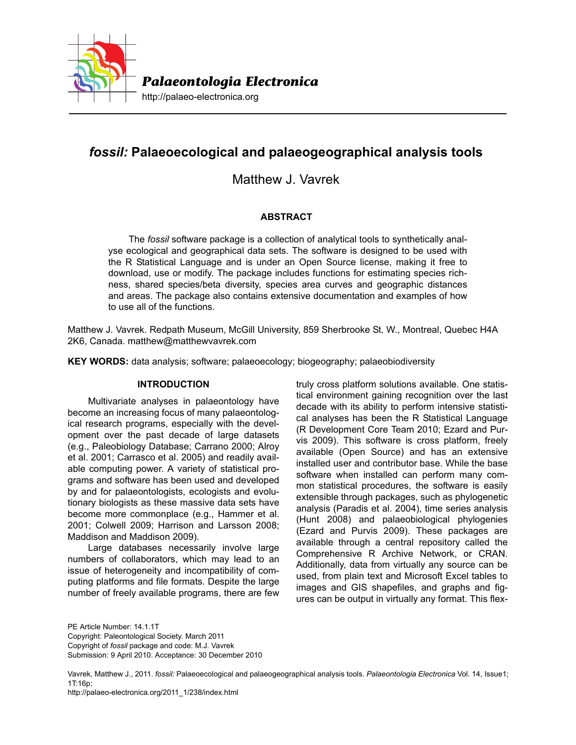*Palaeontologia Electronica*

http://palaeo-electronica.org

# *fossil:* Palaeoecological and palaeogeographical analysis tools

Matthew J. Vavrek

## ABSTRACT

The *fossil* software package is a collection of analytical tools to synthetically analyse ecological and geographical data sets. The software is designed to be used with the R Statistical Language and is under an Open Source license, making it free to download, use or modify. The package includes functions for estimating species richness, shared species/beta diversity, species area curves and geographic distances and areas. The package also contains extensive documentation and examples of how to use all of the functions.

Matthew J. Vavrek. Redpath Museum, McGill University, 859 Sherbrooke St. W., Montreal, Quebec H4A 2K6, Canada. matthew@matthewvavrek.com

**KEY WORDS:** data analysis; software; palaeoecology; biogeography; palaeobiodiversity

## INTRODUCTION

Multivariate analyses in palaeontology have become an increasing focus of many palaeontological research programs, especially with the development over the past decade of large datasets (e.g., Paleobiology Database; Carrano 2000; Alroy et al. 2001; Carrasco et al. 2005) and readily available computing power. A variety of statistical programs and software has been used and developed by and for palaeontologists, ecologists and evolutionary biologists as these massive data sets have become more commonplace (e.g., Hammer et al. 2001; Colwell 2009; Harrison and Larsson 2008; Maddison and Maddison 2009).

Large databases necessarily involve large numbers of collaborators, which may lead to an issue of heterogeneity and incompatibility of computing platforms and file formats. Despite the large number of freely available programs, there are few truly cross platform solutions available. One statistical environment gaining recognition over the last decade with its ability to perform intensive statistical analyses has been the R Statistical Language (R Development Core Team 2010; Ezard and Purvis 2009). This software is cross platform, freely available (Open Source) and has an extensive installed user and contributor base. While the base software when installed can perform many common statistical procedures, the software is easily extensible through packages, such as phylogenetic analysis (Paradis et al. 2004), time series analysis (Hunt 2008) and palaeobiological phylogenies (Ezard and Purvis 2009). These packages are available through a central repository called the Comprehensive R Archive Network, or CRAN. Additionally, data from virtually any source can be used, from plain text and Microsoft Excel tables to images and GIS shapefiles, and graphs and figures can be output in virtually any format. This flex-

PE Article Number: 14.1.1T
Copyright: Paleontological Society. March 2011
Copyright of *fossil* package and code: M.J. Vavrek
Submission: 9 April 2010. Acceptance: 30 December 2010

Vavrek, Matthew J., 2011. *fossil:* Palaeoecological and palaeogeographical analysis tools. *Palaeontologia Electronica* Vol. 14, Issue1; 1T:16p;
http://palaeo-electronica.org/2011_1/238/index.html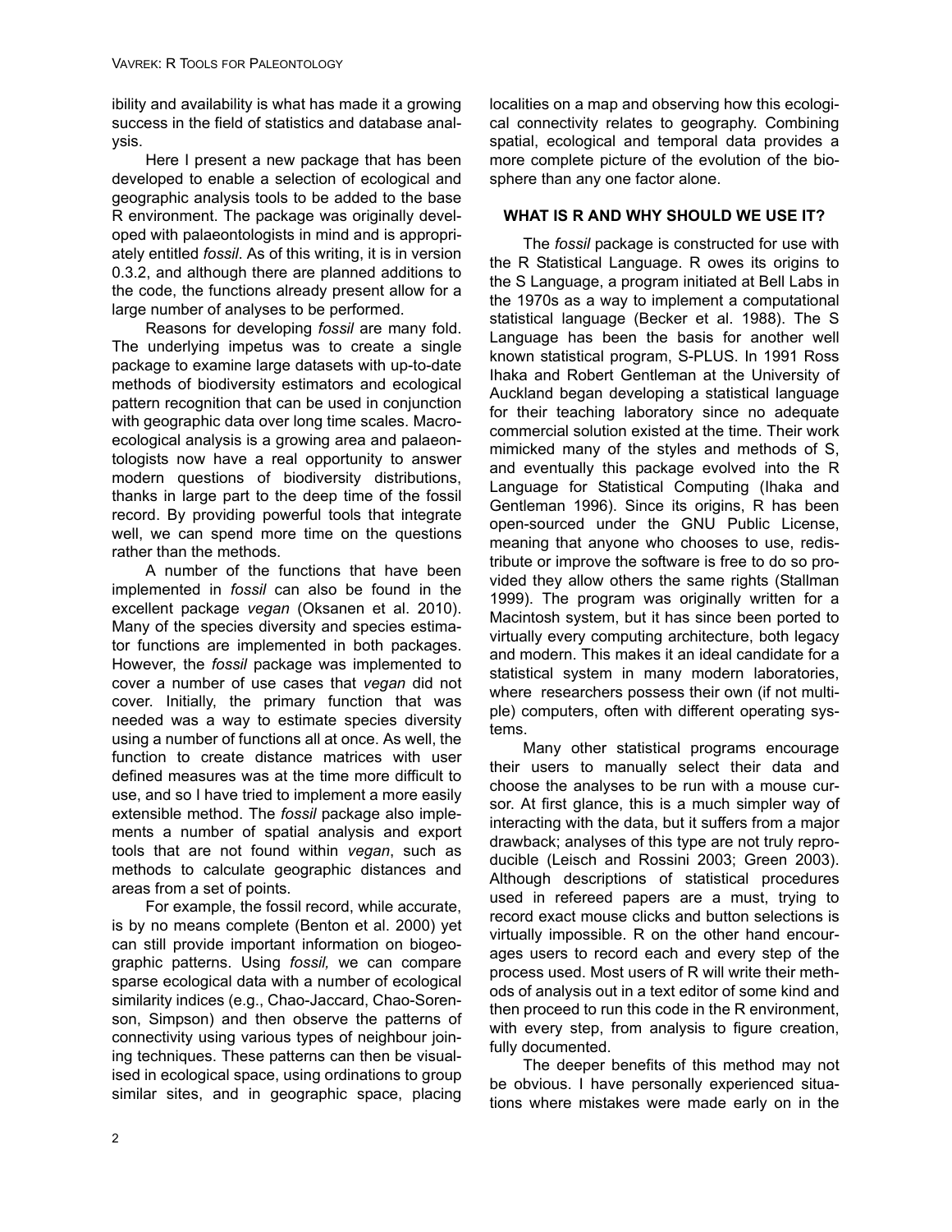ibility and availability is what has made it a growing success in the field of statistics and database analysis.

Here I present a new package that has been developed to enable a selection of ecological and geographic analysis tools to be added to the base R environment. The package was originally developed with palaeontologists in mind and is appropriately entitled *fossil*. As of this writing, it is in version 0.3.2, and although there are planned additions to the code, the functions already present allow for a large number of analyses to be performed.

Reasons for developing *fossil* are many fold. The underlying impetus was to create a single package to examine large datasets with up-to-date methods of biodiversity estimators and ecological pattern recognition that can be used in conjunction with geographic data over long time scales. Macroecological analysis is a growing area and palaeontologists now have a real opportunity to answer modern questions of biodiversity distributions, thanks in large part to the deep time of the fossil record. By providing powerful tools that integrate well, we can spend more time on the questions rather than the methods.

A number of the functions that have been implemented in *fossil* can also be found in the excellent package *vegan* (Oksanen et al. 2010). Many of the species diversity and species estimator functions are implemented in both packages. However, the *fossil* package was implemented to cover a number of use cases that *vegan* did not cover. Initially, the primary function that was needed was a way to estimate species diversity using a number of functions all at once. As well, the function to create distance matrices with user defined measures was at the time more difficult to use, and so I have tried to implement a more easily extensible method. The *fossil* package also implements a number of spatial analysis and export tools that are not found within *vegan*, such as methods to calculate geographic distances and areas from a set of points.

For example, the fossil record, while accurate, is by no means complete (Benton et al. 2000) yet can still provide important information on biogeographic patterns. Using *fossil,* we can compare sparse ecological data with a number of ecological similarity indices (e.g., Chao-Jaccard, Chao-Sorenson, Simpson) and then observe the patterns of connectivity using various types of neighbour joining techniques. These patterns can then be visualised in ecological space, using ordinations to group similar sites, and in geographic space, placing localities on a map and observing how this ecological connectivity relates to geography. Combining spatial, ecological and temporal data provides a more complete picture of the evolution of the biosphere than any one factor alone.

## WHAT IS R AND WHY SHOULD WE USE IT?

The *fossil* package is constructed for use with the R Statistical Language. R owes its origins to the S Language, a program initiated at Bell Labs in the 1970s as a way to implement a computational statistical language (Becker et al. 1988). The S Language has been the basis for another well known statistical program, S-PLUS. In 1991 Ross Ihaka and Robert Gentleman at the University of Auckland began developing a statistical language for their teaching laboratory since no adequate commercial solution existed at the time. Their work mimicked many of the styles and methods of S, and eventually this package evolved into the R Language for Statistical Computing (Ihaka and Gentleman 1996). Since its origins, R has been open-sourced under the GNU Public License, meaning that anyone who chooses to use, redistribute or improve the software is free to do so provided they allow others the same rights (Stallman 1999). The program was originally written for a Macintosh system, but it has since been ported to virtually every computing architecture, both legacy and modern. This makes it an ideal candidate for a statistical system in many modern laboratories, where researchers possess their own (if not multiple) computers, often with different operating systems.

Many other statistical programs encourage their users to manually select their data and choose the analyses to be run with a mouse cursor. At first glance, this is a much simpler way of interacting with the data, but it suffers from a major drawback; analyses of this type are not truly reproducible (Leisch and Rossini 2003; Green 2003). Although descriptions of statistical procedures used in refereed papers are a must, trying to record exact mouse clicks and button selections is virtually impossible. R on the other hand encourages users to record each and every step of the process used. Most users of R will write their methods of analysis out in a text editor of some kind and then proceed to run this code in the R environment, with every step, from analysis to figure creation, fully documented.

The deeper benefits of this method may not be obvious. I have personally experienced situations where mistakes were made early on in the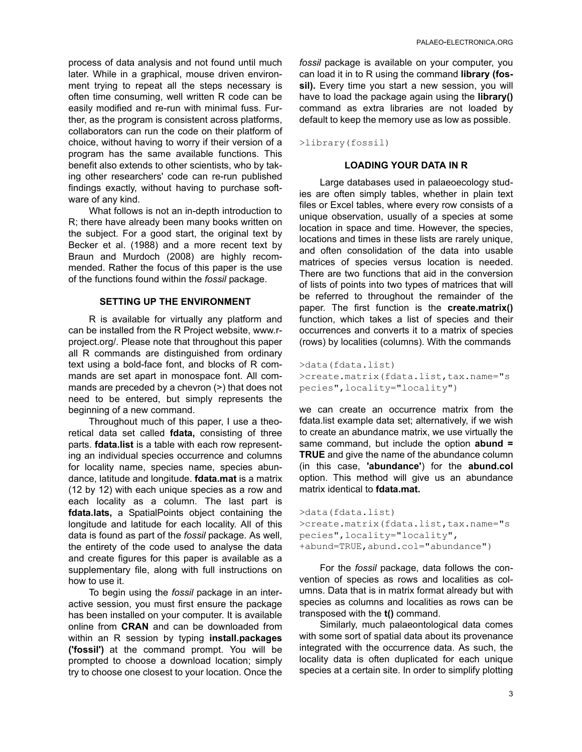process of data analysis and not found until much later. While in a graphical, mouse driven environment trying to repeat all the steps necessary is often time consuming, well written R code can be easily modified and re-run with minimal fuss. Further, as the program is consistent across platforms, collaborators can run the code on their platform of choice, without having to worry if their version of a program has the same available functions. This benefit also extends to other scientists, who by taking other researchers' code can re-run published findings exactly, without having to purchase software of any kind.

What follows is not an in-depth introduction to R; there have already been many books written on the subject. For a good start, the original text by Becker et al. (1988) and a more recent text by Braun and Murdoch (2008) are highly recommended. Rather the focus of this paper is the use of the functions found within the *fossil* package.

## SETTING UP THE ENVIRONMENT

R is available for virtually any platform and can be installed from the R Project website, www.r-project.org/. Please note that throughout this paper all R commands are distinguished from ordinary text using a bold-face font, and blocks of R commands are set apart in monospace font. All commands are preceded by a chevron (>) that does not need to be entered, but simply represents the beginning of a new command.

Throughout much of this paper, I use a theoretical data set called **fdata,** consisting of three parts. **fdata.list** is a table with each row representing an individual species occurrence and columns for locality name, species name, species abundance, latitude and longitude. **fdata.mat** is a matrix (12 by 12) with each unique species as a row and each locality as a column. The last part is **fdata.lats,** a SpatialPoints object containing the longitude and latitude for each locality. All of this data is found as part of the *fossil* package. As well, the entirety of the code used to analyse the data and create figures for this paper is available as a supplementary file, along with full instructions on how to use it.

To begin using the *fossil* package in an interactive session, you must first ensure the package has been installed on your computer. It is available online from **CRAN** and can be downloaded from within an R session by typing **install.packages ('fossil')** at the command prompt. You will be prompted to choose a download location; simply try to choose one closest to your location. Once the *fossil* package is available on your computer, you can load it in to R using the command **library (fossil).** Every time you start a new session, you will have to load the package again using the **library()** command as extra libraries are not loaded by default to keep the memory use as low as possible.

```
>library(fossil)
```

## LOADING YOUR DATA IN R

Large databases used in palaeoecology studies are often simply tables, whether in plain text files or Excel tables, where every row consists of a unique observation, usually of a species at some location in space and time. However, the species, locations and times in these lists are rarely unique, and often consolidation of the data into usable matrices of species versus location is needed. There are two functions that aid in the conversion of lists of points into two types of matrices that will be referred to throughout the remainder of the paper. The first function is the **create.matrix()** function, which takes a list of species and their occurrences and converts it to a matrix of species (rows) by localities (columns). With the commands

```
>data(fdata.list)
>create.matrix(fdata.list,tax.name="species",locality="locality")
```

we can create an occurrence matrix from the fdata.list example data set; alternatively, if we wish to create an abundance matrix, we use virtually the same command, but include the option **abund = TRUE** and give the name of the abundance column (in this case, **'abundance'**) for the **abund.col** option. This method will give us an abundance matrix identical to **fdata.mat.**

```
>data(fdata.list)
>create.matrix(fdata.list,tax.name="species",locality="locality",
+abund=TRUE,abund.col="abundance")
```

For the *fossil* package, data follows the convention of species as rows and localities as columns. Data that is in matrix format already but with species as columns and localities as rows can be transposed with the **t()** command.

Similarly, much palaeontological data comes with some sort of spatial data about its provenance integrated with the occurrence data. As such, the locality data is often duplicated for each unique species at a certain site. In order to simplify plotting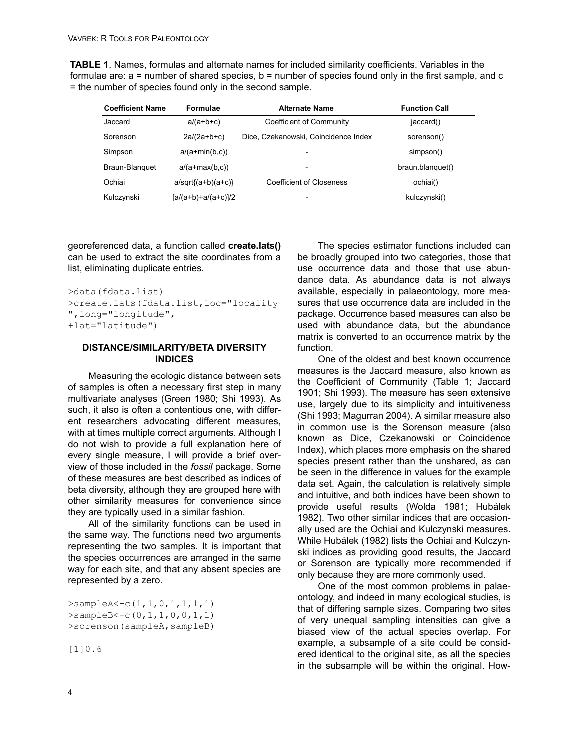**TABLE 1**. Names, formulas and alternate names for included similarity coefficients. Variables in the formulae are: a = number of shared species, b = number of species found only in the first sample, and c = the number of species found only in the second sample.

| Coefficient Name | Formulae | Alternate Name | Function Call |
|---|---|---|---|
| Jaccard | a/(a+b+c) | Coefficient of Community | jaccard() |
| Sorenson | 2a/(2a+b+c) | Dice, Czekanowski, Coincidence Index | sorenson() |
| Simpson | a/(a+min(b,c)) | - | simpson() |
| Braun-Blanquet | a/(a+max(b,c)) | - | braun.blanquet() |
| Ochiai | a/sqrt{(a+b)(a+c)} | Coefficient of Closeness | ochiai() |
| Kulczynski | [a/(a+b)+a/(a+c)]/2 | - | kulczynski() |

georeferenced data, a function called **create.lats()** can be used to extract the site coordinates from a list, eliminating duplicate entries.

```
>data(fdata.list)
>create.lats(fdata.list,loc="locality
",long="longitude",
+lat="latitude")
```

### DISTANCE/SIMILARITY/BETA DIVERSITY INDICES

Measuring the ecologic distance between sets of samples is often a necessary first step in many multivariate analyses (Green 1980; Shi 1993). As such, it also is often a contentious one, with different researchers advocating different measures, with at times multiple correct arguments. Although I do not wish to provide a full explanation here of every single measure, I will provide a brief overview of those included in the *fossil* package. Some of these measures are best described as indices of beta diversity, although they are grouped here with other similarity measures for convenience since they are typically used in a similar fashion.

All of the similarity functions can be used in the same way. The functions need two arguments representing the two samples. It is important that the species occurrences are arranged in the same way for each site, and that any absent species are represented by a zero.

```
>sampleA<-c(1,1,0,1,1,1,1)
>sampleB<-c(0,1,1,0,0,1,1)
>sorenson(sampleA,sampleB)

[1]0.6
```

The species estimator functions included can be broadly grouped into two categories, those that use occurrence data and those that use abundance data. As abundance data is not always available, especially in palaeontology, more measures that use occurrence data are included in the package. Occurrence based measures can also be used with abundance data, but the abundance matrix is converted to an occurrence matrix by the function.

One of the oldest and best known occurrence measures is the Jaccard measure, also known as the Coefficient of Community (Table 1; Jaccard 1901; Shi 1993). The measure has seen extensive use, largely due to its simplicity and intuitiveness (Shi 1993; Magurran 2004). A similar measure also in common use is the Sorenson measure (also known as Dice, Czekanowski or Coincidence Index), which places more emphasis on the shared species present rather than the unshared, as can be seen in the difference in values for the example data set. Again, the calculation is relatively simple and intuitive, and both indices have been shown to provide useful results (Wolda 1981; Hubálek 1982). Two other similar indices that are occasionally used are the Ochiai and Kulczynski measures. While Hubálek (1982) lists the Ochiai and Kulczynski indices as providing good results, the Jaccard or Sorenson are typically more recommended if only because they are more commonly used.

One of the most common problems in palaeontology, and indeed in many ecological studies, is that of differing sample sizes. Comparing two sites of very unequal sampling intensities can give a biased view of the actual species overlap. For example, a subsample of a site could be considered identical to the original site, as all the species in the subsample will be within the original. How-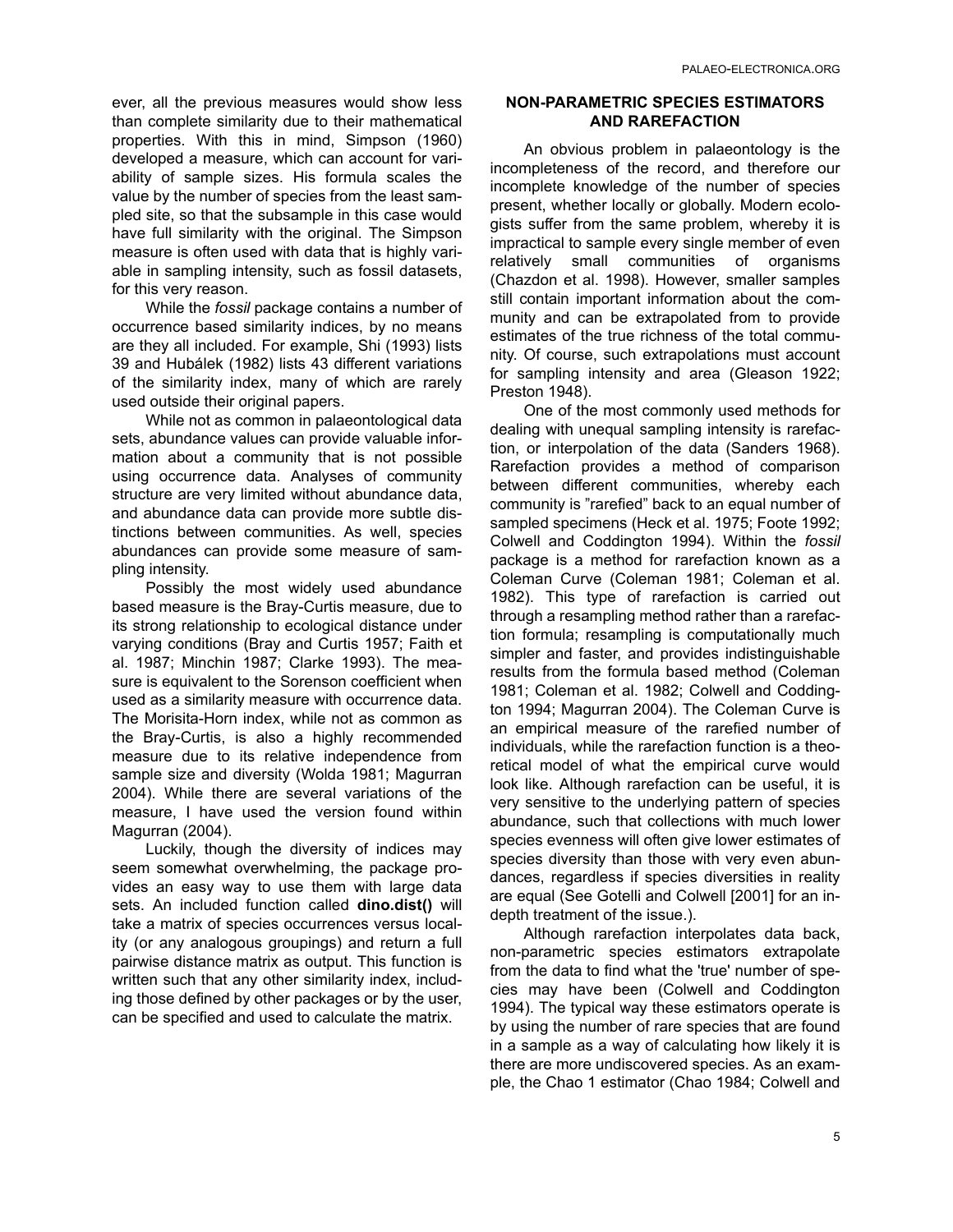ever, all the previous measures would show less than complete similarity due to their mathematical properties. With this in mind, Simpson (1960) developed a measure, which can account for variability of sample sizes. His formula scales the value by the number of species from the least sampled site, so that the subsample in this case would have full similarity with the original. The Simpson measure is often used with data that is highly variable in sampling intensity, such as fossil datasets, for this very reason.

While the *fossil* package contains a number of occurrence based similarity indices, by no means are they all included. For example, Shi (1993) lists 39 and Hubálek (1982) lists 43 different variations of the similarity index, many of which are rarely used outside their original papers.

While not as common in palaeontological data sets, abundance values can provide valuable information about a community that is not possible using occurrence data. Analyses of community structure are very limited without abundance data, and abundance data can provide more subtle distinctions between communities. As well, species abundances can provide some measure of sampling intensity.

Possibly the most widely used abundance based measure is the Bray-Curtis measure, due to its strong relationship to ecological distance under varying conditions (Bray and Curtis 1957; Faith et al. 1987; Minchin 1987; Clarke 1993). The measure is equivalent to the Sorenson coefficient when used as a similarity measure with occurrence data. The Morisita-Horn index, while not as common as the Bray-Curtis, is also a highly recommended measure due to its relative independence from sample size and diversity (Wolda 1981; Magurran 2004). While there are several variations of the measure, I have used the version found within Magurran (2004).

Luckily, though the diversity of indices may seem somewhat overwhelming, the package provides an easy way to use them with large data sets. An included function called **dino.dist()** will take a matrix of species occurrences versus locality (or any analogous groupings) and return a full pairwise distance matrix as output. This function is written such that any other similarity index, including those defined by other packages or by the user, can be specified and used to calculate the matrix.

## NON-PARAMETRIC SPECIES ESTIMATORS AND RAREFACTION

An obvious problem in palaeontology is the incompleteness of the record, and therefore our incomplete knowledge of the number of species present, whether locally or globally. Modern ecologists suffer from the same problem, whereby it is impractical to sample every single member of even relatively small communities of organisms (Chazdon et al. 1998). However, smaller samples still contain important information about the community and can be extrapolated from to provide estimates of the true richness of the total community. Of course, such extrapolations must account for sampling intensity and area (Gleason 1922; Preston 1948).

One of the most commonly used methods for dealing with unequal sampling intensity is rarefaction, or interpolation of the data (Sanders 1968). Rarefaction provides a method of comparison between different communities, whereby each community is "rarefied" back to an equal number of sampled specimens (Heck et al. 1975; Foote 1992; Colwell and Coddington 1994). Within the *fossil* package is a method for rarefaction known as a Coleman Curve (Coleman 1981; Coleman et al. 1982). This type of rarefaction is carried out through a resampling method rather than a rarefaction formula; resampling is computationally much simpler and faster, and provides indistinguishable results from the formula based method (Coleman 1981; Coleman et al. 1982; Colwell and Coddington 1994; Magurran 2004). The Coleman Curve is an empirical measure of the rarefied number of individuals, while the rarefaction function is a theoretical model of what the empirical curve would look like. Although rarefaction can be useful, it is very sensitive to the underlying pattern of species abundance, such that collections with much lower species evenness will often give lower estimates of species diversity than those with very even abundances, regardless if species diversities in reality are equal (See Gotelli and Colwell [2001] for an in-depth treatment of the issue.).

Although rarefaction interpolates data back, non-parametric species estimators extrapolate from the data to find what the 'true' number of species may have been (Colwell and Coddington 1994). The typical way these estimators operate is by using the number of rare species that are found in a sample as a way of calculating how likely it is there are more undiscovered species. As an example, the Chao 1 estimator (Chao 1984; Colwell and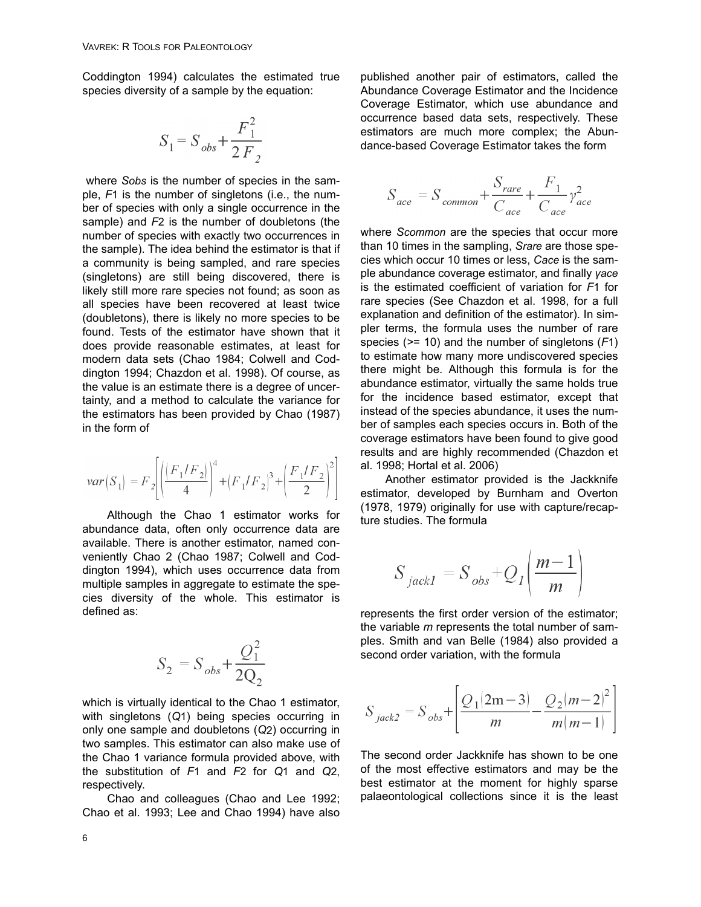Coddington 1994) calculates the estimated true species diversity of a sample by the equation:

$$S_1 = S_{obs} + \frac{F_1^2}{2F_2}$$

where *Sobs* is the number of species in the sample, *F*1 is the number of singletons (i.e., the number of species with only a single occurrence in the sample) and *F*2 is the number of doubletons (the number of species with exactly two occurrences in the sample). The idea behind the estimator is that if a community is being sampled, and rare species (singletons) are still being discovered, there is likely still more rare species not found; as soon as all species have been recovered at least twice (doubletons), there is likely no more species to be found. Tests of the estimator have shown that it does provide reasonable estimates, at least for modern data sets (Chao 1984; Colwell and Coddington 1994; Chazdon et al. 1998). Of course, as the value is an estimate there is a degree of uncertainty, and a method to calculate the variance for the estimators has been provided by Chao (1987) in the form of

$$var(S_1) = F_2\left[\left(\frac{(F_1/F_2)}{4}\right)^4 + (F_1/F_2)^3 + \left(\frac{F_1/F_2}{2}\right)^2\right]$$

Although the Chao 1 estimator works for abundance data, often only occurrence data are available. There is another estimator, named conveniently Chao 2 (Chao 1987; Colwell and Coddington 1994), which uses occurrence data from multiple samples in aggregate to estimate the species diversity of the whole. This estimator is defined as:

$$S_2 = S_{obs} + \frac{Q_1^2}{2Q_2}$$

which is virtually identical to the Chao 1 estimator, with singletons (*Q*1) being species occurring in only one sample and doubletons (*Q*2) occurring in two samples. This estimator can also make use of the Chao 1 variance formula provided above, with the substitution of *F*1 and *F*2 for *Q*1 and *Q*2, respectively.

Chao and colleagues (Chao and Lee 1992; Chao et al. 1993; Lee and Chao 1994) have also published another pair of estimators, called the Abundance Coverage Estimator and the Incidence Coverage Estimator, which use abundance and occurrence based data sets, respectively. These estimators are much more complex; the Abundance-based Coverage Estimator takes the form

$$S_{ace} = S_{common} + \frac{S_{rare}}{C_{ace}} + \frac{F_1}{C_{ace}}\gamma_{ace}^2$$

where *Scommon* are the species that occur more than 10 times in the sampling, *Srare* are those species which occur 10 times or less, *Cace* is the sample abundance coverage estimator, and finally *γace* is the estimated coefficient of variation for *F*1 for rare species (See Chazdon et al. 1998, for a full explanation and definition of the estimator). In simpler terms, the formula uses the number of rare species (>= 10) and the number of singletons (*F*1) to estimate how many more undiscovered species there might be. Although this formula is for the abundance estimator, virtually the same holds true for the incidence based estimator, except that instead of the species abundance, it uses the number of samples each species occurs in. Both of the coverage estimators have been found to give good results and are highly recommended (Chazdon et al. 1998; Hortal et al. 2006)

Another estimator provided is the Jackknife estimator, developed by Burnham and Overton (1978, 1979) originally for use with capture/recapture studies. The formula

$$S_{jack1} = S_{obs} + Q_1\left(\frac{m-1}{m}\right)$$

represents the first order version of the estimator; the variable *m* represents the total number of samples. Smith and van Belle (1984) also provided a second order variation, with the formula

$$S_{jack2} = S_{obs} + \left[\frac{Q_1(2m-3)}{m} - \frac{Q_2(m-2)^2}{m(m-1)}\right]$$

The second order Jackknife has shown to be one of the most effective estimators and may be the best estimator at the moment for highly sparse palaeontological collections since it is the least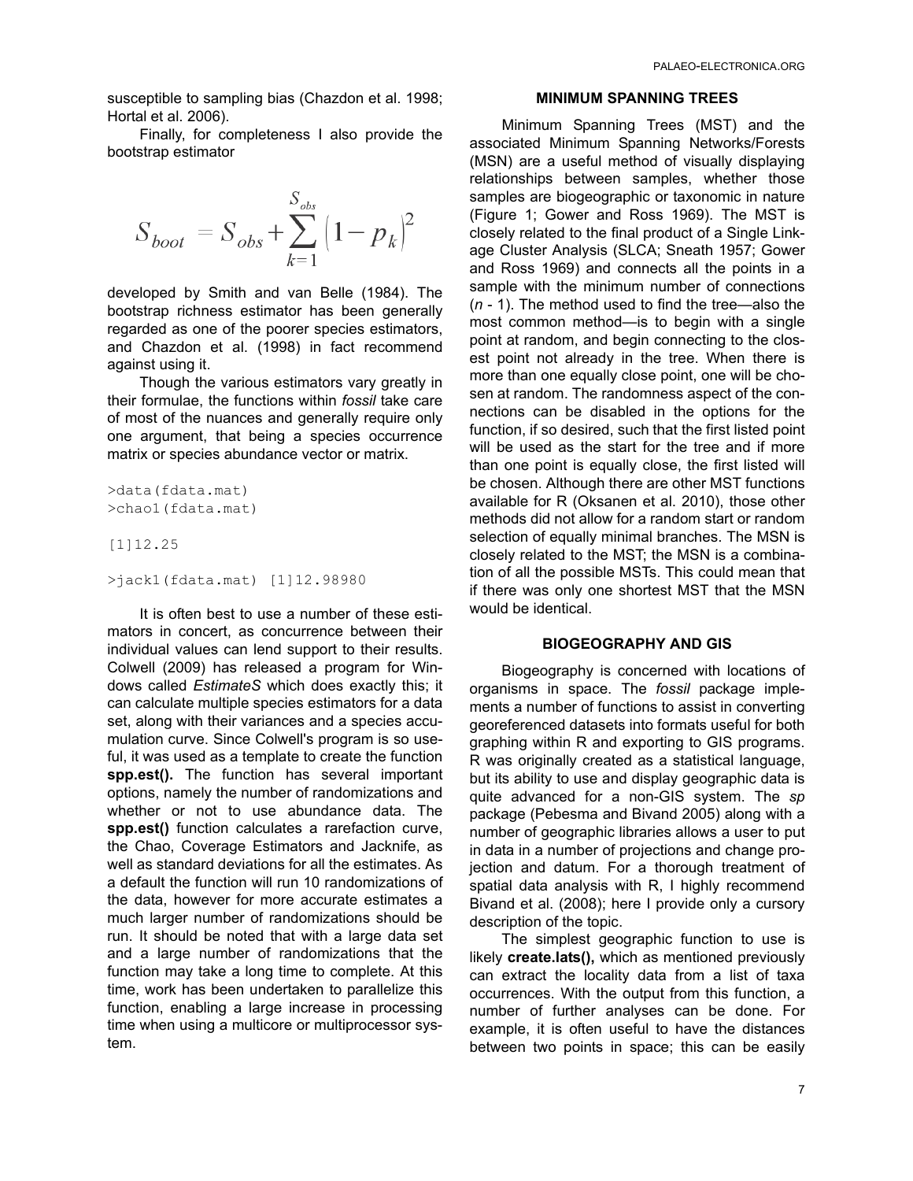susceptible to sampling bias (Chazdon et al. 1998; Hortal et al. 2006).

Finally, for completeness I also provide the bootstrap estimator

$$S_{boot} = S_{obs} + \sum_{k=1}^{S_{obs}} \left(1 - p_k\right)^2$$

developed by Smith and van Belle (1984). The bootstrap richness estimator has been generally regarded as one of the poorer species estimators, and Chazdon et al. (1998) in fact recommend against using it.

Though the various estimators vary greatly in their formulae, the functions within *fossil* take care of most of the nuances and generally require only one argument, that being a species occurrence matrix or species abundance vector or matrix.

```
>data(fdata.mat)
>chao1(fdata.mat)

[1]12.25

>jack1(fdata.mat) [1]12.98980
```

It is often best to use a number of these estimators in concert, as concurrence between their individual values can lend support to their results. Colwell (2009) has released a program for Windows called *EstimateS* which does exactly this; it can calculate multiple species estimators for a data set, along with their variances and a species accumulation curve. Since Colwell's program is so useful, it was used as a template to create the function **spp.est().** The function has several important options, namely the number of randomizations and whether or not to use abundance data. The **spp.est()** function calculates a rarefaction curve, the Chao, Coverage Estimators and Jacknife, as well as standard deviations for all the estimates. As a default the function will run 10 randomizations of the data, however for more accurate estimates a much larger number of randomizations should be run. It should be noted that with a large data set and a large number of randomizations that the function may take a long time to complete. At this time, work has been undertaken to parallelize this function, enabling a large increase in processing time when using a multicore or multiprocessor system.

## MINIMUM SPANNING TREES

Minimum Spanning Trees (MST) and the associated Minimum Spanning Networks/Forests (MSN) are a useful method of visually displaying relationships between samples, whether those samples are biogeographic or taxonomic in nature (Figure 1; Gower and Ross 1969). The MST is closely related to the final product of a Single Linkage Cluster Analysis (SLCA; Sneath 1957; Gower and Ross 1969) and connects all the points in a sample with the minimum number of connections ($n$ - 1). The method used to find the tree—also the most common method—is to begin with a single point at random, and begin connecting to the closest point not already in the tree. When there is more than one equally close point, one will be chosen at random. The randomness aspect of the connections can be disabled in the options for the function, if so desired, such that the first listed point will be used as the start for the tree and if more than one point is equally close, the first listed will be chosen. Although there are other MST functions available for R (Oksanen et al. 2010), those other methods did not allow for a random start or random selection of equally minimal branches. The MSN is closely related to the MST; the MSN is a combination of all the possible MSTs. This could mean that if there was only one shortest MST that the MSN would be identical.

## BIOGEOGRAPHY AND GIS

Biogeography is concerned with locations of organisms in space. The *fossil* package implements a number of functions to assist in converting georeferenced datasets into formats useful for both graphing within R and exporting to GIS programs. R was originally created as a statistical language, but its ability to use and display geographic data is quite advanced for a non-GIS system. The *sp* package (Pebesma and Bivand 2005) along with a number of geographic libraries allows a user to put in data in a number of projections and change projection and datum. For a thorough treatment of spatial data analysis with R, I highly recommend Bivand et al. (2008); here I provide only a cursory description of the topic.

The simplest geographic function to use is likely **create.lats(),** which as mentioned previously can extract the locality data from a list of taxa occurrences. With the output from this function, a number of further analyses can be done. For example, it is often useful to have the distances between two points in space; this can be easily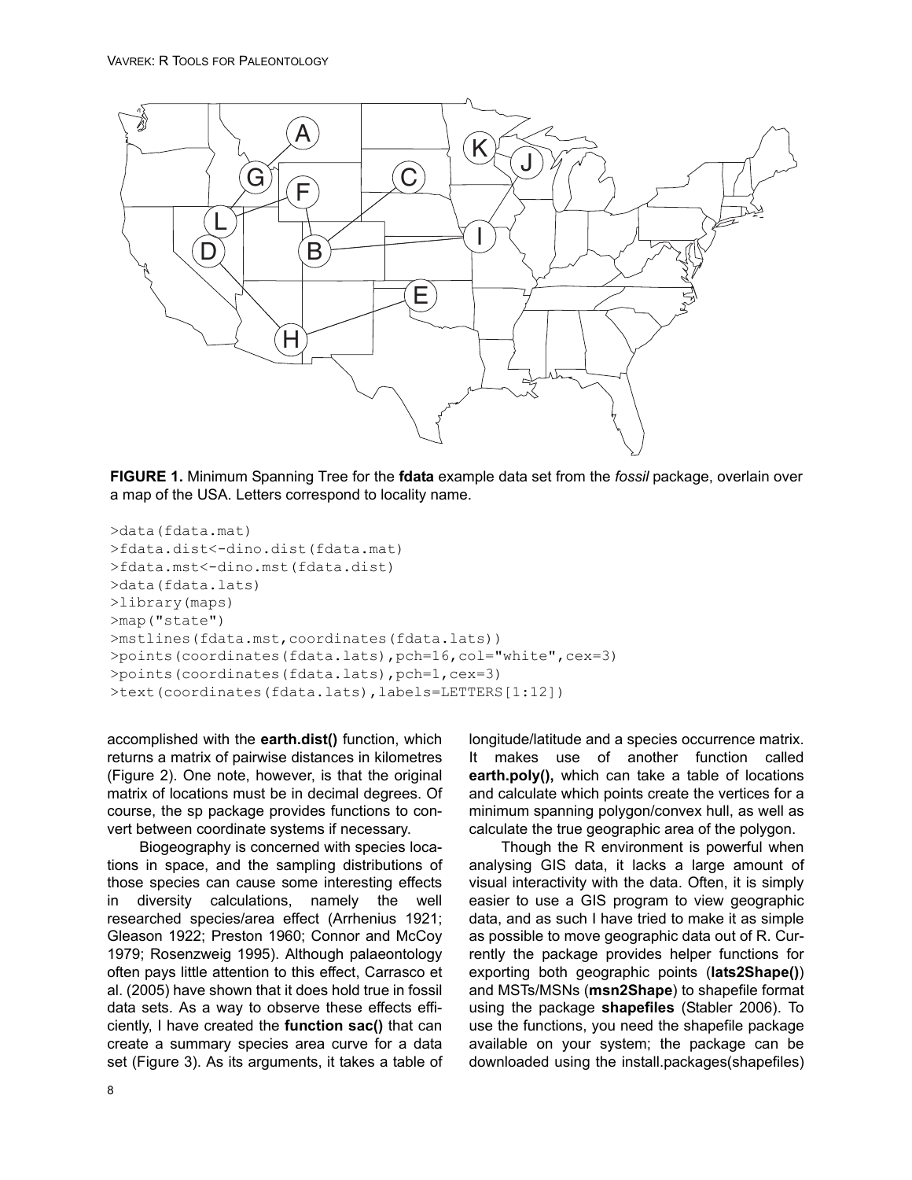**FIGURE 1.** Minimum Spanning Tree for the **fdata** example data set from the *fossil* package, overlain over a map of the USA. Letters correspond to locality name.

```
>data(fdata.mat)
>fdata.dist<-dino.dist(fdata.mat)
>fdata.mst<-dino.mst(fdata.dist)
>data(fdata.lats)
>library(maps)
>map("state")
>mstlines(fdata.mst,coordinates(fdata.lats))
>points(coordinates(fdata.lats),pch=16,col="white",cex=3)
>points(coordinates(fdata.lats),pch=1,cex=3)
>text(coordinates(fdata.lats),labels=LETTERS[1:12])
```

accomplished with the **earth.dist()** function, which returns a matrix of pairwise distances in kilometres (Figure 2). One note, however, is that the original matrix of locations must be in decimal degrees. Of course, the sp package provides functions to convert between coordinate systems if necessary.

Biogeography is concerned with species locations in space, and the sampling distributions of those species can cause some interesting effects in diversity calculations, namely the well researched species/area effect (Arrhenius 1921; Gleason 1922; Preston 1960; Connor and McCoy 1979; Rosenzweig 1995). Although palaeontology often pays little attention to this effect, Carrasco et al. (2005) have shown that it does hold true in fossil data sets. As a way to observe these effects efficiently, I have created the **function sac()** that can create a summary species area curve for a data set (Figure 3). As its arguments, it takes a table of longitude/latitude and a species occurrence matrix. It makes use of another function called **earth.poly(),** which can take a table of locations and calculate which points create the vertices for a minimum spanning polygon/convex hull, as well as calculate the true geographic area of the polygon.

Though the R environment is powerful when analysing GIS data, it lacks a large amount of visual interactivity with the data. Often, it is simply easier to use a GIS program to view geographic data, and as such I have tried to make it as simple as possible to move geographic data out of R. Currently the package provides helper functions for exporting both geographic points (**lats2Shape()**) and MSTs/MSNs (**msn2Shape**) to shapefile format using the package **shapefiles** (Stabler 2006). To use the functions, you need the shapefile package available on your system; the package can be downloaded using the install.packages(shapefiles)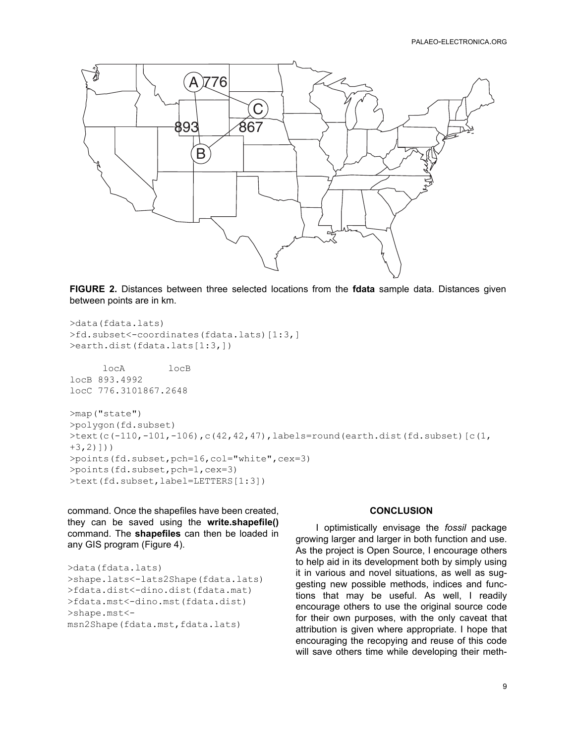**FIGURE 2.** Distances between three selected locations from the **fdata** sample data. Distances given between points are in km.

```
>data(fdata.lats)
>fd.subset<-coordinates(fdata.lats)[1:3,]
>earth.dist(fdata.lats[1:3,])

      locA        locB
locB 893.4992
locC 776.3101867.2648

>map("state")
>polygon(fd.subset)
>text(c(-110,-101,-106),c(42,42,47),labels=round(earth.dist(fd.subset)[c(1,
+3,2)]))
>points(fd.subset,pch=16,col="white",cex=3)
>points(fd.subset,pch=1,cex=3)
>text(fd.subset,label=LETTERS[1:3])
```

command. Once the shapefiles have been created, they can be saved using the **write.shapefile()** command. The **shapefiles** can then be loaded in any GIS program (Figure 4).

```
>data(fdata.lats)
>shape.lats<-lats2Shape(fdata.lats)
>fdata.dist<-dino.dist(fdata.mat)
>fdata.mst<-dino.mst(fdata.dist)
>shape.mst<-
msn2Shape(fdata.mst,fdata.lats)
```

## CONCLUSION

I optimistically envisage the *fossil* package growing larger and larger in both function and use. As the project is Open Source, I encourage others to help aid in its development both by simply using it in various and novel situations, as well as suggesting new possible methods, indices and functions that may be useful. As well, I readily encourage others to use the original source code for their own purposes, with the only caveat that attribution is given where appropriate. I hope that encouraging the recopying and reuse of this code will save others time while developing their meth-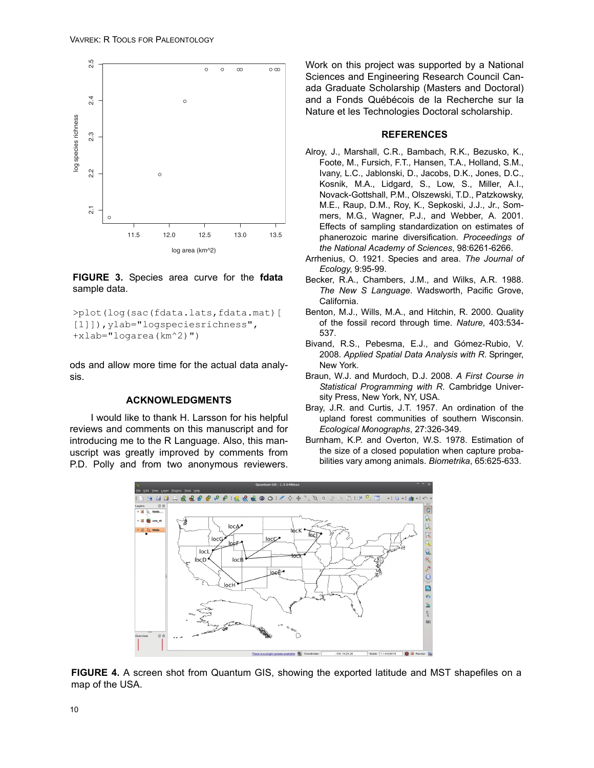**FIGURE 3.** Species area curve for the **fdata** sample data.

```
>plot(log(sac(fdata.lats,fdata.mat)[
[1]]),ylab="logspeciesrichness",
+xlab="logarea(km^2)")
```

ods and allow more time for the actual data analysis.

## ACKNOWLEDGMENTS

I would like to thank H. Larsson for his helpful reviews and comments on this manuscript and for introducing me to the R Language. Also, this manuscript was greatly improved by comments from P.D. Polly and from two anonymous reviewers.

Work on this project was supported by a National Sciences and Engineering Research Council Canada Graduate Scholarship (Masters and Doctoral) and a Fonds Québécois de la Recherche sur la Nature et les Technologies Doctoral scholarship.

## REFERENCES

Alroy, J., Marshall, C.R., Bambach, R.K., Bezusko, K., Foote, M., Fursich, F.T., Hansen, T.A., Holland, S.M., Ivany, L.C., Jablonski, D., Jacobs, D.K., Jones, D.C., Kosnik, M.A., Lidgard, S., Low, S., Miller, A.I., Novack-Gottshall, P.M., Olszewski, T.D., Patzkowsky, M.E., Raup, D.M., Roy, K., Sepkoski, J.J., Jr., Sommers, M.G., Wagner, P.J., and Webber, A. 2001. Effects of sampling standardization on estimates of phanerozoic marine diversification. *Proceedings of the National Academy of Sciences*, 98:6261-6266.

Arrhenius, O. 1921. Species and area. *The Journal of Ecology*, 9:95-99.

Becker, R.A., Chambers, J.M., and Wilks, A.R. 1988. *The New S Language*. Wadsworth, Pacific Grove, California.

Benton, M.J., Wills, M.A., and Hitchin, R. 2000. Quality of the fossil record through time. *Nature*, 403:534-537.

Bivand, R.S., Pebesma, E.J., and Gómez-Rubio, V. 2008. *Applied Spatial Data Analysis with R*. Springer, New York.

Braun, W.J. and Murdoch, D.J. 2008. *A First Course in Statistical Programming with R*. Cambridge University Press, New York, NY, USA.

Bray, J.R. and Curtis, J.T. 1957. An ordination of the upland forest communities of southern Wisconsin. *Ecological Monographs*, 27:326-349.

Burnham, K.P. and Overton, W.S. 1978. Estimation of the size of a closed population when capture probabilities vary among animals. *Biometrika*, 65:625-633.

**FIGURE 4.** A screen shot from Quantum GIS, showing the exported latitude and MST shapefiles on a map of the USA.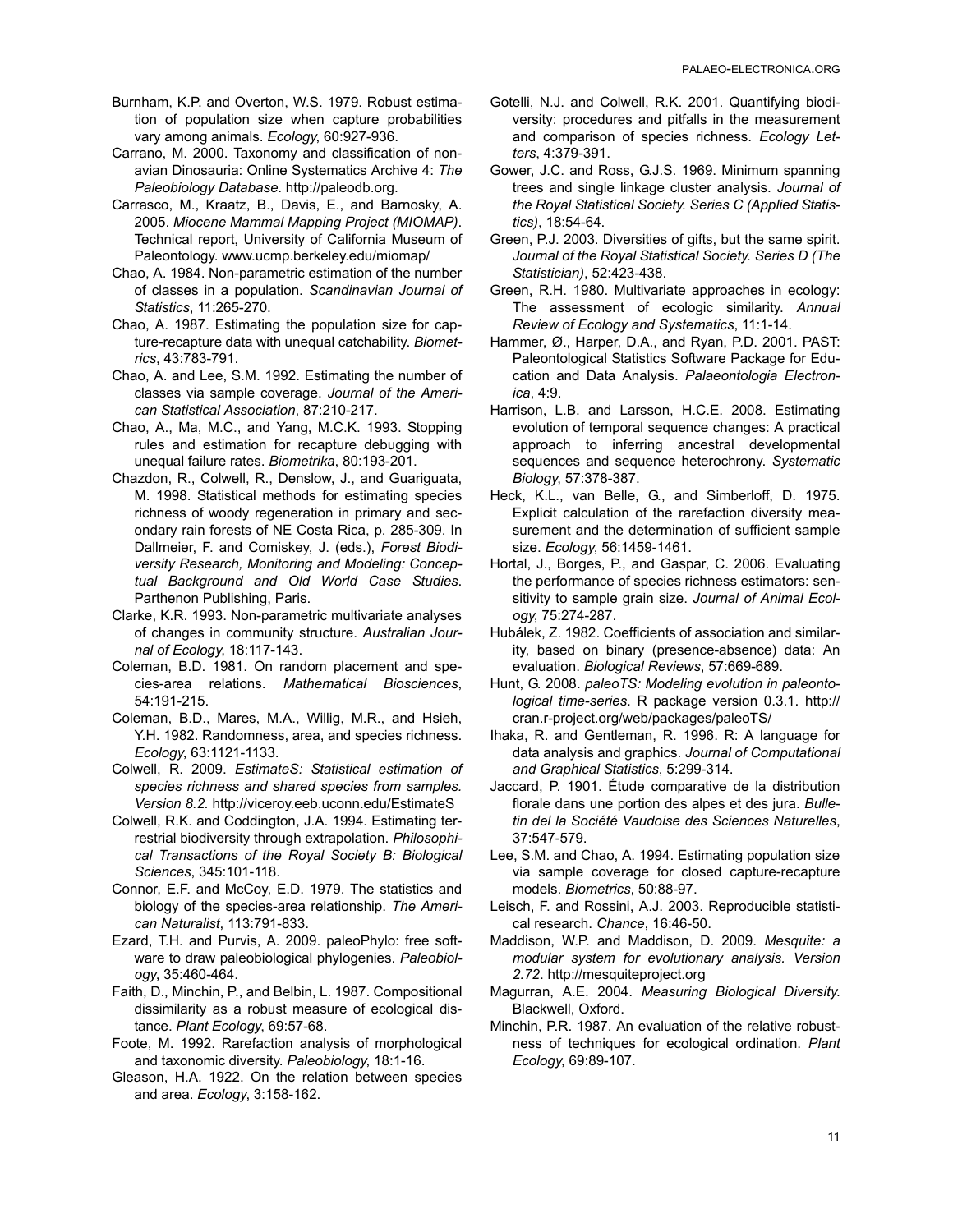Burnham, K.P. and Overton, W.S. 1979. Robust estimation of population size when capture probabilities vary among animals. *Ecology*, 60:927-936.

Carrano, M. 2000. Taxonomy and classification of non-avian Dinosauria: Online Systematics Archive 4: *The Paleobiology Database*. http://paleodb.org.

Carrasco, M., Kraatz, B., Davis, E., and Barnosky, A. 2005. *Miocene Mammal Mapping Project (MIOMAP)*. Technical report, University of California Museum of Paleontology. www.ucmp.berkeley.edu/miomap/

Chao, A. 1984. Non-parametric estimation of the number of classes in a population. *Scandinavian Journal of Statistics*, 11:265-270.

Chao, A. 1987. Estimating the population size for capture-recapture data with unequal catchability. *Biometrics*, 43:783-791.

Chao, A. and Lee, S.M. 1992. Estimating the number of classes via sample coverage. *Journal of the American Statistical Association*, 87:210-217.

Chao, A., Ma, M.C., and Yang, M.C.K. 1993. Stopping rules and estimation for recapture debugging with unequal failure rates. *Biometrika*, 80:193-201.

Chazdon, R., Colwell, R., Denslow, J., and Guariguata, M. 1998. Statistical methods for estimating species richness of woody regeneration in primary and secondary rain forests of NE Costa Rica, p. 285-309. In Dallmeier, F. and Comiskey, J. (eds.), *Forest Biodiversity Research, Monitoring and Modeling: Conceptual Background and Old World Case Studies*. Parthenon Publishing, Paris.

Clarke, K.R. 1993. Non-parametric multivariate analyses of changes in community structure. *Australian Journal of Ecology*, 18:117-143.

Coleman, B.D. 1981. On random placement and species-area relations. *Mathematical Biosciences*, 54:191-215.

Coleman, B.D., Mares, M.A., Willig, M.R., and Hsieh, Y.H. 1982. Randomness, area, and species richness. *Ecology*, 63:1121-1133.

Colwell, R. 2009. *EstimateS: Statistical estimation of species richness and shared species from samples. Version 8.2.* http://viceroy.eeb.uconn.edu/EstimateS

Colwell, R.K. and Coddington, J.A. 1994. Estimating terrestrial biodiversity through extrapolation. *Philosophical Transactions of the Royal Society B: Biological Sciences*, 345:101-118.

Connor, E.F. and McCoy, E.D. 1979. The statistics and biology of the species-area relationship. *The American Naturalist*, 113:791-833.

Ezard, T.H. and Purvis, A. 2009. paleoPhylo: free software to draw paleobiological phylogenies. *Paleobiology*, 35:460-464.

Faith, D., Minchin, P., and Belbin, L. 1987. Compositional dissimilarity as a robust measure of ecological distance. *Plant Ecology*, 69:57-68.

Foote, M. 1992. Rarefaction analysis of morphological and taxonomic diversity. *Paleobiology*, 18:1-16.

Gleason, H.A. 1922. On the relation between species and area. *Ecology*, 3:158-162.

Gotelli, N.J. and Colwell, R.K. 2001. Quantifying biodiversity: procedures and pitfalls in the measurement and comparison of species richness. *Ecology Letters*, 4:379-391.

Gower, J.C. and Ross, G.J.S. 1969. Minimum spanning trees and single linkage cluster analysis. *Journal of the Royal Statistical Society. Series C (Applied Statistics)*, 18:54-64.

Green, P.J. 2003. Diversities of gifts, but the same spirit. *Journal of the Royal Statistical Society. Series D (The Statistician)*, 52:423-438.

Green, R.H. 1980. Multivariate approaches in ecology: The assessment of ecologic similarity. *Annual Review of Ecology and Systematics*, 11:1-14.

Hammer, Ø., Harper, D.A., and Ryan, P.D. 2001. PAST: Paleontological Statistics Software Package for Education and Data Analysis. *Palaeontologia Electronica*, 4:9.

Harrison, L.B. and Larsson, H.C.E. 2008. Estimating evolution of temporal sequence changes: A practical approach to inferring ancestral developmental sequences and sequence heterochrony. *Systematic Biology*, 57:378-387.

Heck, K.L., van Belle, G., and Simberloff, D. 1975. Explicit calculation of the rarefaction diversity measurement and the determination of sufficient sample size. *Ecology*, 56:1459-1461.

Hortal, J., Borges, P., and Gaspar, C. 2006. Evaluating the performance of species richness estimators: sensitivity to sample grain size. *Journal of Animal Ecology*, 75:274-287.

Hubálek, Z. 1982. Coefficients of association and similarity, based on binary (presence-absence) data: An evaluation. *Biological Reviews*, 57:669-689.

Hunt, G. 2008. *paleoTS: Modeling evolution in paleontological time-series*. R package version 0.3.1. http://cran.r-project.org/web/packages/paleoTS/

Ihaka, R. and Gentleman, R. 1996. R: A language for data analysis and graphics. *Journal of Computational and Graphical Statistics*, 5:299-314.

Jaccard, P. 1901. Étude comparative de la distribution florale dans une portion des alpes et des jura. *Bulletin del la Société Vaudoise des Sciences Naturelles*, 37:547-579.

Lee, S.M. and Chao, A. 1994. Estimating population size via sample coverage for closed capture-recapture models. *Biometrics*, 50:88-97.

Leisch, F. and Rossini, A.J. 2003. Reproducible statistical research. *Chance*, 16:46-50.

Maddison, W.P. and Maddison, D. 2009. *Mesquite: a modular system for evolutionary analysis. Version 2.72*. http://mesquiteproject.org

Magurran, A.E. 2004. *Measuring Biological Diversity*. Blackwell, Oxford.

Minchin, P.R. 1987. An evaluation of the relative robustness of techniques for ecological ordination. *Plant Ecology*, 69:89-107.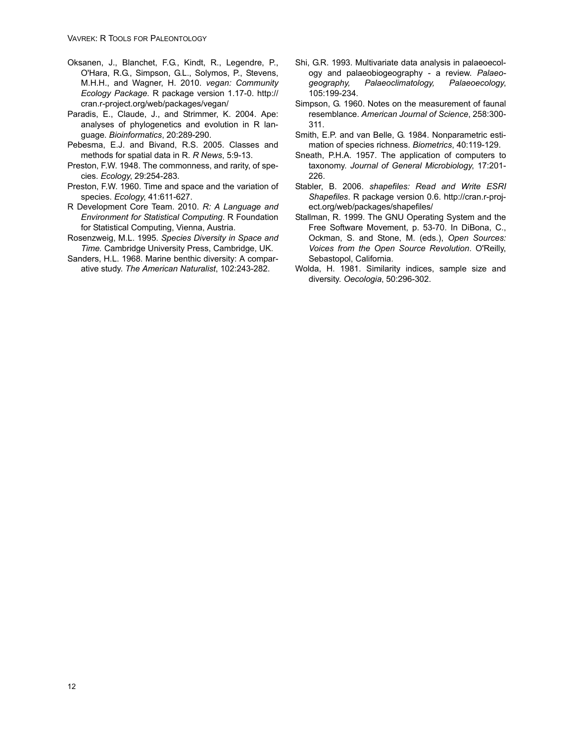Oksanen, J., Blanchet, F.G., Kindt, R., Legendre, P., O'Hara, R.G., Simpson, G.L., Solymos, P., Stevens, M.H.H., and Wagner, H. 2010. *vegan: Community Ecology Package*. R package version 1.17-0. http://cran.r-project.org/web/packages/vegan/

Paradis, E., Claude, J., and Strimmer, K. 2004. Ape: analyses of phylogenetics and evolution in R language. *Bioinformatics*, 20:289-290.

Pebesma, E.J. and Bivand, R.S. 2005. Classes and methods for spatial data in R. *R News*, 5:9-13.

Preston, F.W. 1948. The commonness, and rarity, of species. *Ecology*, 29:254-283.

Preston, F.W. 1960. Time and space and the variation of species. *Ecology*, 41:611-627.

R Development Core Team. 2010. *R: A Language and Environment for Statistical Computing*. R Foundation for Statistical Computing, Vienna, Austria.

Rosenzweig, M.L. 1995. *Species Diversity in Space and Time*. Cambridge University Press, Cambridge, UK.

Sanders, H.L. 1968. Marine benthic diversity: A comparative study. *The American Naturalist*, 102:243-282.

Shi, G.R. 1993. Multivariate data analysis in palaeoecology and palaeobiogeography - a review. *Palaeogeography, Palaeoclimatology, Palaeoecology*, 105:199-234.

Simpson, G. 1960. Notes on the measurement of faunal resemblance. *American Journal of Science*, 258:300-311.

Smith, E.P. and van Belle, G. 1984. Nonparametric estimation of species richness. *Biometrics*, 40:119-129.

Sneath, P.H.A. 1957. The application of computers to taxonomy. *Journal of General Microbiology*, 17:201-226.

Stabler, B. 2006. *shapefiles: Read and Write ESRI Shapefiles*. R package version 0.6. http://cran.r-project.org/web/packages/shapefiles/

Stallman, R. 1999. The GNU Operating System and the Free Software Movement, p. 53-70. In DiBona, C., Ockman, S. and Stone, M. (eds.), *Open Sources: Voices from the Open Source Revolution*. O'Reilly, Sebastopol, California.

Wolda, H. 1981. Similarity indices, sample size and diversity. *Oecologia*, 50:296-302.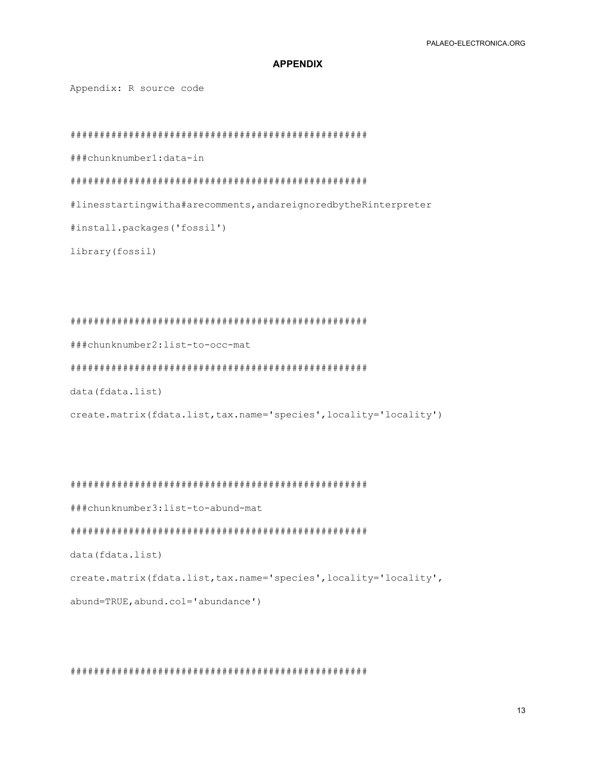## APPENDIX

Appendix: R source code

```
##################################################
###chunknumber1:data-in
##################################################
#linesstartingwitha#arecomments,andareignoredbytheRinterpreter
#install.packages('fossil')
library(fossil)



##################################################
###chunknumber2:list-to-occ-mat
##################################################
data(fdata.list)
create.matrix(fdata.list,tax.name='species',locality='locality')



##################################################
###chunknumber3:list-to-abund-mat
##################################################
data(fdata.list)
create.matrix(fdata.list,tax.name='species',locality='locality',
abund=TRUE,abund.col='abundance')



##################################################
```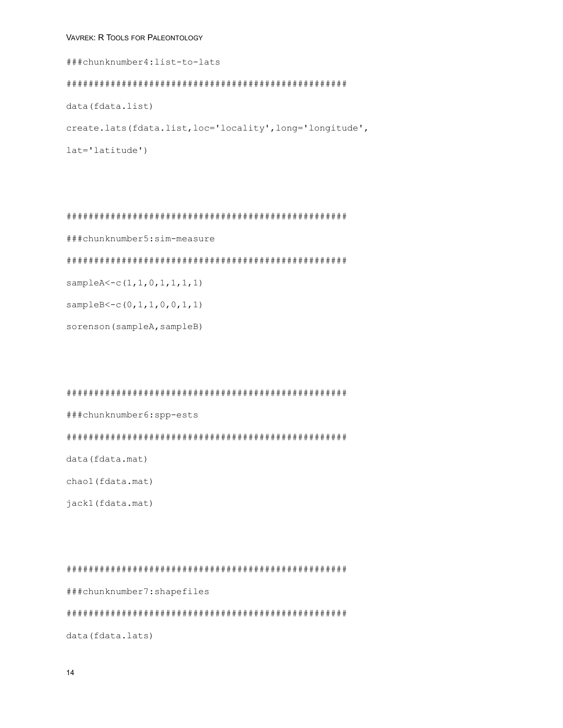```
###chunknumber4:list-to-lats
###################################################
data(fdata.list)
create.lats(fdata.list,loc='locality',long='longitude',
lat='latitude')



###################################################
###chunknumber5:sim-measure
###################################################
sampleA<-c(1,1,0,1,1,1,1)
sampleB<-c(0,1,1,0,0,1,1)
sorenson(sampleA,sampleB)



###################################################
###chunknumber6:spp-ests
###################################################
data(fdata.mat)
chao1(fdata.mat)
jack1(fdata.mat)



###################################################
###chunknumber7:shapefiles
###################################################
data(fdata.lats)
```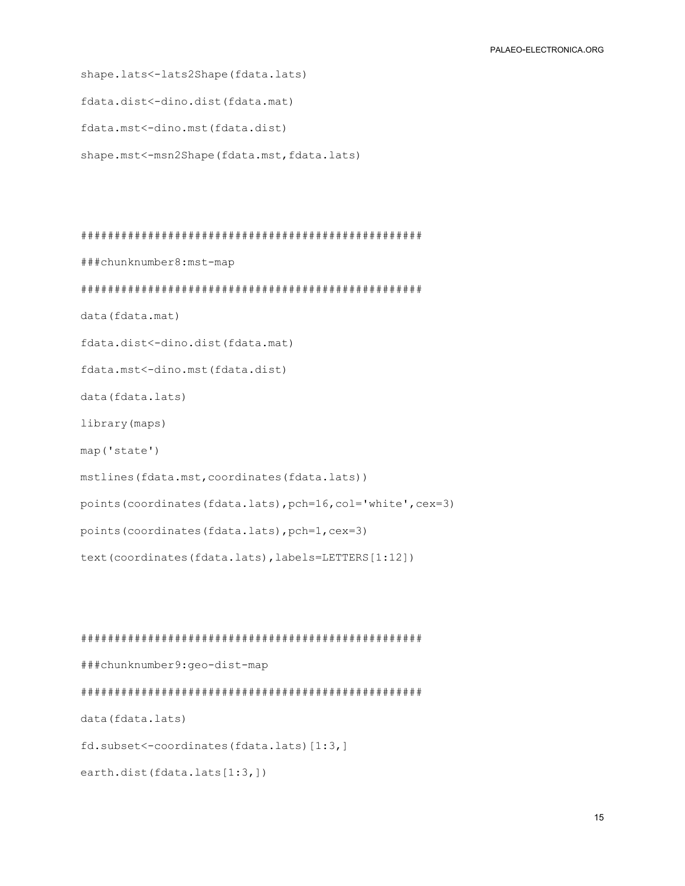```
shape.lats<-lats2Shape(fdata.lats)

fdata.dist<-dino.dist(fdata.mat)

fdata.mst<-dino.mst(fdata.dist)

shape.mst<-msn2Shape(fdata.mst,fdata.lats)



##################################################

###chunknumber8:mst-map

##################################################

data(fdata.mat)

fdata.dist<-dino.dist(fdata.mat)

fdata.mst<-dino.mst(fdata.dist)

data(fdata.lats)

library(maps)

map('state')

mstlines(fdata.mst,coordinates(fdata.lats))

points(coordinates(fdata.lats),pch=16,col='white',cex=3)

points(coordinates(fdata.lats),pch=1,cex=3)

text(coordinates(fdata.lats),labels=LETTERS[1:12])



##################################################

###chunknumber9:geo-dist-map

##################################################

data(fdata.lats)

fd.subset<-coordinates(fdata.lats)[1:3,]

earth.dist(fdata.lats[1:3,])
```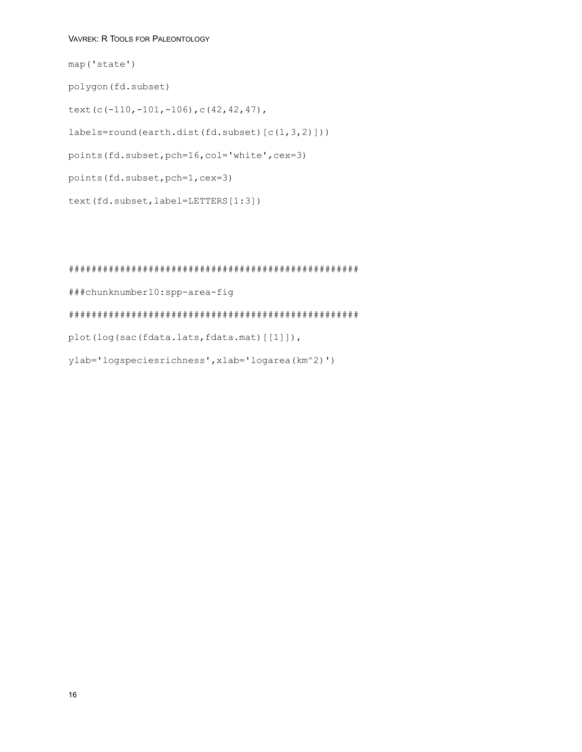```
map('state')

polygon(fd.subset)

text(c(-110,-101,-106),c(42,42,47),

labels=round(earth.dist(fd.subset)[c(1,3,2)]))

points(fd.subset,pch=16,col='white',cex=3)

points(fd.subset,pch=1,cex=3)

text(fd.subset,label=LETTERS[1:3])



###################################################

###chunknumber10:spp-area-fig

###################################################

plot(log(sac(fdata.lats,fdata.mat)[[1]]),

ylab='logspeciesrichness',xlab='logarea(km^2)')
```